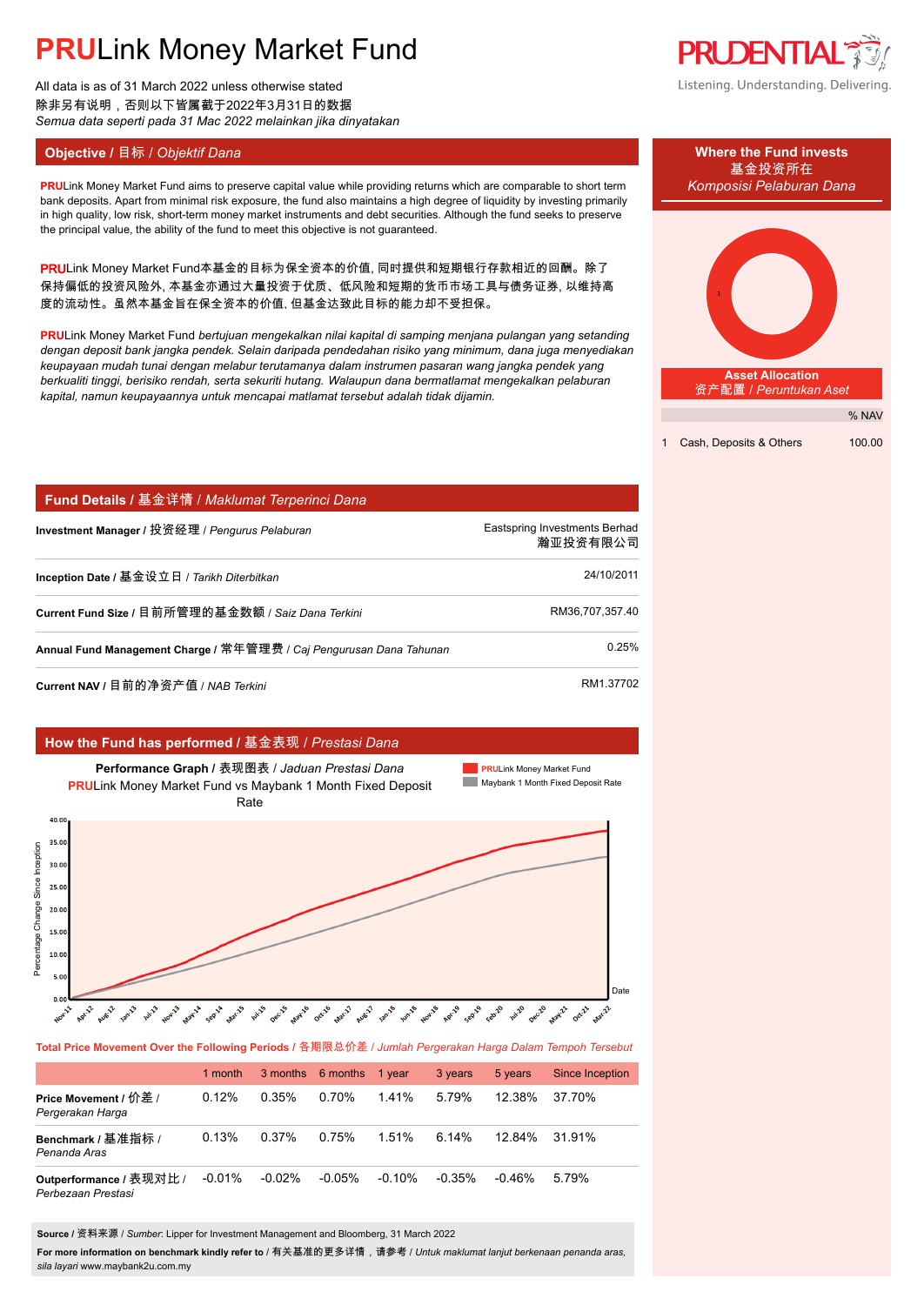# PRULink Money Market Fund

All data is as of 31 March 2022 unless otherwise stated
除非另有说明，否则以下皆属截于2022年3月31日的数据
*Semua data seperti pada 31 Mac 2022 melainkan jika dinyatakan*

## Objective / 目标 / *Objektif Dana*

PRULink Money Market Fund aims to preserve capital value while providing returns which are comparable to short term bank deposits. Apart from minimal risk exposure, the fund also maintains a high degree of liquidity by investing primarily in high quality, low risk, short-term money market instruments and debt securities. Although the fund seeks to preserve the principal value, the ability of the fund to meet this objective is not guaranteed.

PRULink Money Market Fund本基金的目标为保全资本的价值, 同时提供和短期银行存款相近的回酬。除了保持偏低的投资风险外, 本基金亦通过大量投资于优质、低风险和短期的货币市场工具与债务证券, 以维持高度的流动性。虽然本基金旨在保全资本的价值, 但基金达致此目标的能力却不受担保。

PRULink Money Market Fund *bertujuan mengekalkan nilai kapital di samping menjana pulangan yang setanding dengan deposit bank jangka pendek. Selain daripada pendedahan risiko yang minimum, dana juga menyediakan keupayaan mudah tunai dengan melabur terutamanya dalam instrumen pasaran wang jangka pendek yang berkualiti tinggi, berisiko rendah, serta sekuriti hutang. Walaupun dana bermatlamat mengekalkan pelaburan kapital, namun keupayaannya untuk mencapai matlamat tersebut adalah tidak dijamin.*

## Where the Fund invests / 基金投资所在 / *Komposisi Pelaburan Dana*

### Asset Allocation / 资产配置 / *Peruntukan Aset*

| | | % NAV |
|---|---|---|
| 1 | Cash, Deposits & Others | 100.00 |

## Fund Details / 基金详情 / *Maklumat Terperinci Dana*

| | |
|---|---|
| **Investment Manager / 投资经理 /** *Pengurus Pelaburan* | Eastspring Investments Berhad 瀚亚投资有限公司 |
| **Inception Date / 基金设立日 /** *Tarikh Diterbitkan* | 24/10/2011 |
| **Current Fund Size / 目前所管理的基金数额 /** *Saiz Dana Terkini* | RM36,707,357.40 |
| **Annual Fund Management Charge / 常年管理费 /** *Caj Pengurusan Dana Tahunan* | 0.25% |
| **Current NAV / 目前的净资产值 /** *NAB Terkini* | RM1.37702 |

## How the Fund has performed / 基金表现 / *Prestasi Dana*

**Performance Graph / 表现图表 /** *Jaduan Prestasi Dana*
PRULink Money Market Fund vs Maybank 1 Month Fixed Deposit Rate

**Total Price Movement Over the Following Periods / 各期限总价差 /** *Jumlah Pergerakan Harga Dalam Tempoh Tersebut*

| | 1 month | 3 months | 6 months | 1 year | 3 years | 5 years | Since Inception |
|---|---|---|---|---|---|---|---|
| **Price Movement / 价差 /** *Pergerakan Harga* | 0.12% | 0.35% | 0.70% | 1.41% | 5.79% | 12.38% | 37.70% |
| **Benchmark / 基准指标 /** *Penanda Aras* | 0.13% | 0.37% | 0.75% | 1.51% | 6.14% | 12.84% | 31.91% |
| **Outperformance / 表现对比 /** *Perbezaan Prestasi* | -0.01% | -0.02% | -0.05% | -0.10% | -0.35% | -0.46% | 5.79% |

**Source** / 资料来源 / *Sumber*: Lipper for Investment Management and Bloomberg, 31 March 2022

**For more information on benchmark kindly refer to** / 有关基准的更多详情，请参考 / *Untuk maklumat lanjut berkenaan penanda aras, sila layari* www.maybank2u.com.my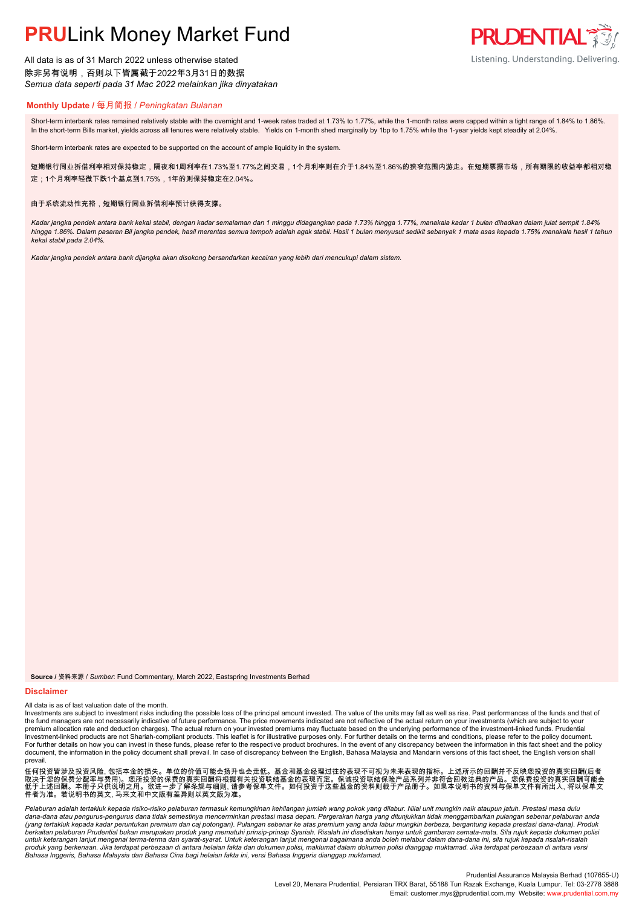// PRULink Money Market Fund

All data is as of 31 March 2022 unless otherwise stated
除非另有说明，否则以下皆属截于2022年3月31日的数据
*Semua data seperti pada 31 Mac 2022 melainkan jika dinyatakan*

Listening. Understanding. Delivering.

## Monthly Update / 每月简报 / *Peningkatan Bulanan*

Short-term interbank rates remained relatively stable with the overnight and 1-week rates traded at 1.73% to 1.77%, while the 1-month rates were capped within a tight range of 1.84% to 1.86%. In the short-term Bills market, yields across all tenures were relatively stable. Yields on 1-month shed marginally by 1bp to 1.75% while the 1-year yields kept steadily at 2.04%.

Short-term interbank rates are expected to be supported on the account of ample liquidity in the system.

短期银行同业拆借利率相对保持稳定，隔夜和1周利率在1.73%至1.77%之间交易，1个月利率则在介于1.84%至1.86%的狭窄范围内游走。在短期票据市场，所有期限的收益率都相对稳定；1个月利率轻微下跌1个基点到1.75%，1年的则保持稳定在2.04%。

由于系统流动性充裕，短期银行同业拆借利率预计获得支撑。

*Kadar jangka pendek antara bank kekal stabil, dengan kadar semalaman dan 1 minggu didagangkan pada 1.73% hingga 1.77%, manakala kadar 1 bulan dihadkan dalam julat sempit 1.84% hingga 1.86%. Dalam pasaran Bil jangka pendek, hasil merentas semua tempoh adalah agak stabil. Hasil 1 bulan menyusut sedikit sebanyak 1 mata asas kepada 1.75% manakala hasil 1 tahun kekal stabil pada 2.04%.*

*Kadar jangka pendek antara bank dijangka akan disokong bersandarkan kecairan yang lebih dari mencukupi dalam sistem.*

**Source** / 资料来源 / *Sumber*: Fund Commentary, March 2022, Eastspring Investments Berhad

## Disclaimer

All data is as of last valuation date of the month.
Investments are subject to investment risks including the possible loss of the principal amount invested. The value of the units may fall as well as rise. Past performances of the funds and that of the fund managers are not necessarily indicative of future performance. The price movements indicated are not reflective of the actual return on your investments (which are subject to your premium allocation rate and deduction charges). The actual return on your invested premiums may fluctuate based on the underlying performance of the investment-linked funds. Prudential Investment-linked products are not Shariah-compliant products. This leaflet is for illustrative purposes only. For further details on the terms and conditions, please refer to the policy document. For further details on how you can invest in these funds, please refer to the respective product brochures. In the event of any discrepancy between the information in this fact sheet and the policy document, the information in the policy document shall prevail. In case of discrepancy between the English, Bahasa Malaysia and Mandarin versions of this fact sheet, the English version shall prevail.

任何投资皆涉及投资风险, 包括本金的损失。单位的价值可能会扬升也会走低。基金和基金经理过往的表现不可视为未来表现的指标。上述所示的回酬并不反映您投资的真实回酬(后者取决于您的保费分配率与费用)。您所投资的保费的真实回酬将根据有关投资联结基金的表现而定。保诚投资联结保险产品系列并非符合回教法典的产品。您保费投资的真实回酬可能会低于上述回酬。本册子只供说明之用。欲进一步了解条规与细则, 请参考保单文件。如何投资于这些基金的资料则载于产品册子。如果本说明书的资料与保单文件有所出入, 将以保单文件者为准。若说明书的英文, 马来文和中文版有差异则以英文版为准。

*Pelaburan adalah tertakluk kepada risiko-risiko pelaburan termasuk kemungkinan kehilangan jumlah wang pokok yang dilabur. Nilai unit mungkin naik ataupun jatuh. Prestasi masa dulu dana-dana atau pengurus-pengurus dana tidak semestinya mencerminkan prestasi masa depan. Pergerakan harga yang ditunjukkan tidak menggambarkan pulangan sebenar pelaburan anda (yang tertakluk kepada kadar peruntukan premium dan caj potongan). Pulangan sebenar ke atas premium yang anda labur mungkin berbeza, bergantung kepada prestasi dana-dana). Produk berkaitan pelaburan Prudential bukan merupakan produk yang mematuhi prinsip-prinsip Syariah. Risalah ini disediakan hanya untuk gambaran semata-mata. Sila rujuk kepada dokumen polisi untuk keterangan lanjut mengenai terma-terma dan syarat-syarat. Untuk keterangan lanjut mengenai bagaimana anda boleh melabur dalam dana-dana ini, sila rujuk kepada risalah-risalah produk yang berkenaan. Jika terdapat perbezaan di antara helaian fakta dan dokumen polisi, maklumat dalam dokumen polisi dianggap muktamad. Jika terdapat perbezaan di antara versi Bahasa Inggeris, Bahasa Malaysia dan Bahasa Cina bagi helaian fakta ini, versi Bahasa Inggeris dianggap muktamad.*

Prudential Assurance Malaysia Berhad (107655-U)
Level 20, Menara Prudential, Persiaran TRX Barat, 55188 Tun Razak Exchange, Kuala Lumpur. Tel: 03-2778 3888
Email: customer.mys@prudential.com.my Website: www.prudential.com.my